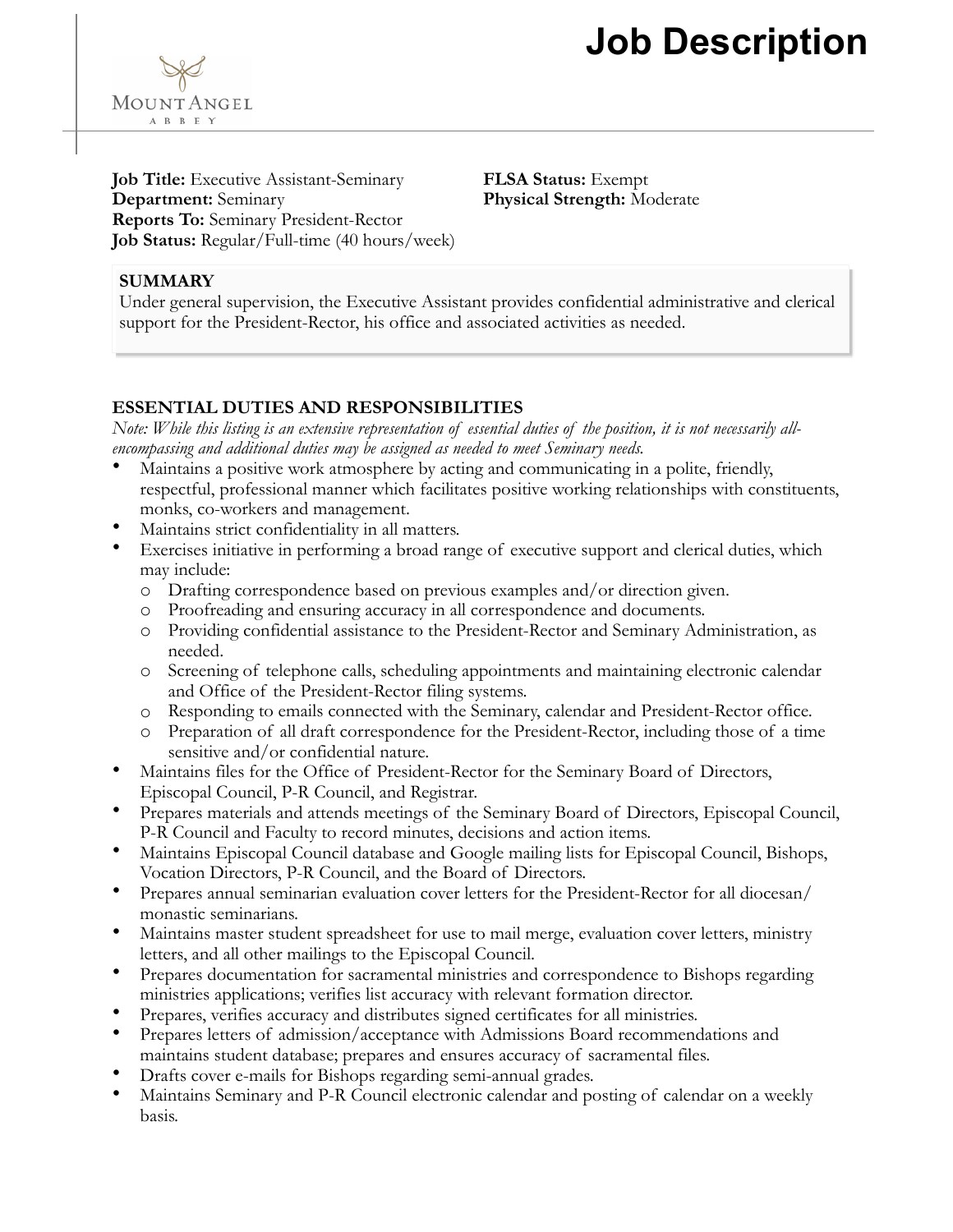# Job Description

MOUNT ANGEL ABBEY

**Job Title:** Executive Assistant-Seminary
**Department:** Seminary
**Reports To:** Seminary President-Rector
**Job Status:** Regular/Full-time (40 hours/week)

**FLSA Status:** Exempt
**Physical Strength:** Moderate

## SUMMARY

Under general supervision, the Executive Assistant provides confidential administrative and clerical support for the President-Rector, his office and associated activities as needed.

## ESSENTIAL DUTIES AND RESPONSIBILITIES

*Note: While this listing is an extensive representation of essential duties of the position, it is not necessarily all-encompassing and additional duties may be assigned as needed to meet Seminary needs.*

- Maintains a positive work atmosphere by acting and communicating in a polite, friendly, respectful, professional manner which facilitates positive working relationships with constituents, monks, co-workers and management.
- Maintains strict confidentiality in all matters.
- Exercises initiative in performing a broad range of executive support and clerical duties, which may include:
  - Drafting correspondence based on previous examples and/or direction given.
  - Proofreading and ensuring accuracy in all correspondence and documents.
  - Providing confidential assistance to the President-Rector and Seminary Administration, as needed.
  - Screening of telephone calls, scheduling appointments and maintaining electronic calendar and Office of the President-Rector filing systems.
  - Responding to emails connected with the Seminary, calendar and President-Rector office.
  - Preparation of all draft correspondence for the President-Rector, including those of a time sensitive and/or confidential nature.
- Maintains files for the Office of President-Rector for the Seminary Board of Directors, Episcopal Council, P-R Council, and Registrar.
- Prepares materials and attends meetings of the Seminary Board of Directors, Episcopal Council, P-R Council and Faculty to record minutes, decisions and action items.
- Maintains Episcopal Council database and Google mailing lists for Episcopal Council, Bishops, Vocation Directors, P-R Council, and the Board of Directors.
- Prepares annual seminarian evaluation cover letters for the President-Rector for all diocesan/monastic seminarians.
- Maintains master student spreadsheet for use to mail merge, evaluation cover letters, ministry letters, and all other mailings to the Episcopal Council.
- Prepares documentation for sacramental ministries and correspondence to Bishops regarding ministries applications; verifies list accuracy with relevant formation director.
- Prepares, verifies accuracy and distributes signed certificates for all ministries.
- Prepares letters of admission/acceptance with Admissions Board recommendations and maintains student database; prepares and ensures accuracy of sacramental files.
- Drafts cover e-mails for Bishops regarding semi-annual grades.
- Maintains Seminary and P-R Council electronic calendar and posting of calendar on a weekly basis.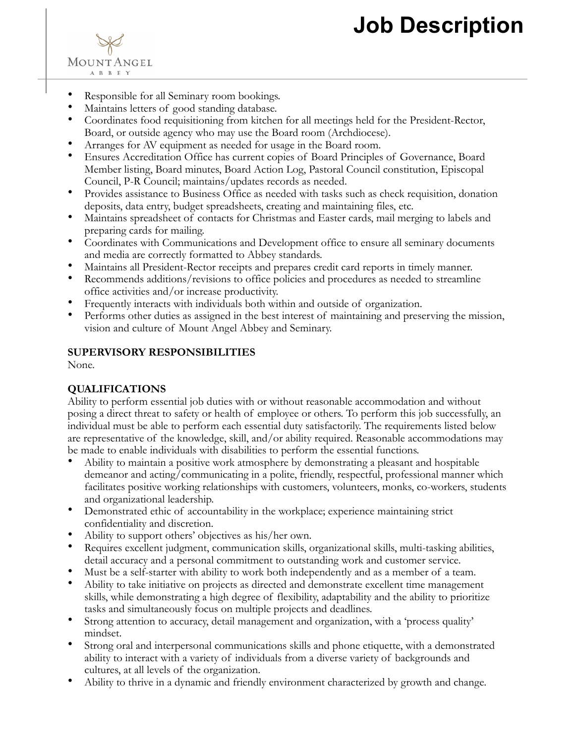- Responsible for all Seminary room bookings.
- Maintains letters of good standing database.
- Coordinates food requisitioning from kitchen for all meetings held for the President-Rector, Board, or outside agency who may use the Board room (Archdiocese).
- Arranges for AV equipment as needed for usage in the Board room.
- Ensures Accreditation Office has current copies of Board Principles of Governance, Board Member listing, Board minutes, Board Action Log, Pastoral Council constitution, Episcopal Council, P-R Council; maintains/updates records as needed.
- Provides assistance to Business Office as needed with tasks such as check requisition, donation deposits, data entry, budget spreadsheets, creating and maintaining files, etc.
- Maintains spreadsheet of contacts for Christmas and Easter cards, mail merging to labels and preparing cards for mailing.
- Coordinates with Communications and Development office to ensure all seminary documents and media are correctly formatted to Abbey standards.
- Maintains all President-Rector receipts and prepares credit card reports in timely manner.
- Recommends additions/revisions to office policies and procedures as needed to streamline office activities and/or increase productivity.
- Frequently interacts with individuals both within and outside of organization.
- Performs other duties as assigned in the best interest of maintaining and preserving the mission, vision and culture of Mount Angel Abbey and Seminary.

**SUPERVISORY RESPONSIBILITIES**

None.

**QUALIFICATIONS**

Ability to perform essential job duties with or without reasonable accommodation and without posing a direct threat to safety or health of employee or others. To perform this job successfully, an individual must be able to perform each essential duty satisfactorily. The requirements listed below are representative of the knowledge, skill, and/or ability required. Reasonable accommodations may be made to enable individuals with disabilities to perform the essential functions.

- Ability to maintain a positive work atmosphere by demonstrating a pleasant and hospitable demeanor and acting/communicating in a polite, friendly, respectful, professional manner which facilitates positive working relationships with customers, volunteers, monks, co-workers, students and organizational leadership.
- Demonstrated ethic of accountability in the workplace; experience maintaining strict confidentiality and discretion.
- Ability to support others' objectives as his/her own.
- Requires excellent judgment, communication skills, organizational skills, multi-tasking abilities, detail accuracy and a personal commitment to outstanding work and customer service.
- Must be a self-starter with ability to work both independently and as a member of a team.
- Ability to take initiative on projects as directed and demonstrate excellent time management skills, while demonstrating a high degree of flexibility, adaptability and the ability to prioritize tasks and simultaneously focus on multiple projects and deadlines.
- Strong attention to accuracy, detail management and organization, with a 'process quality' mindset.
- Strong oral and interpersonal communications skills and phone etiquette, with a demonstrated ability to interact with a variety of individuals from a diverse variety of backgrounds and cultures, at all levels of the organization.
- Ability to thrive in a dynamic and friendly environment characterized by growth and change.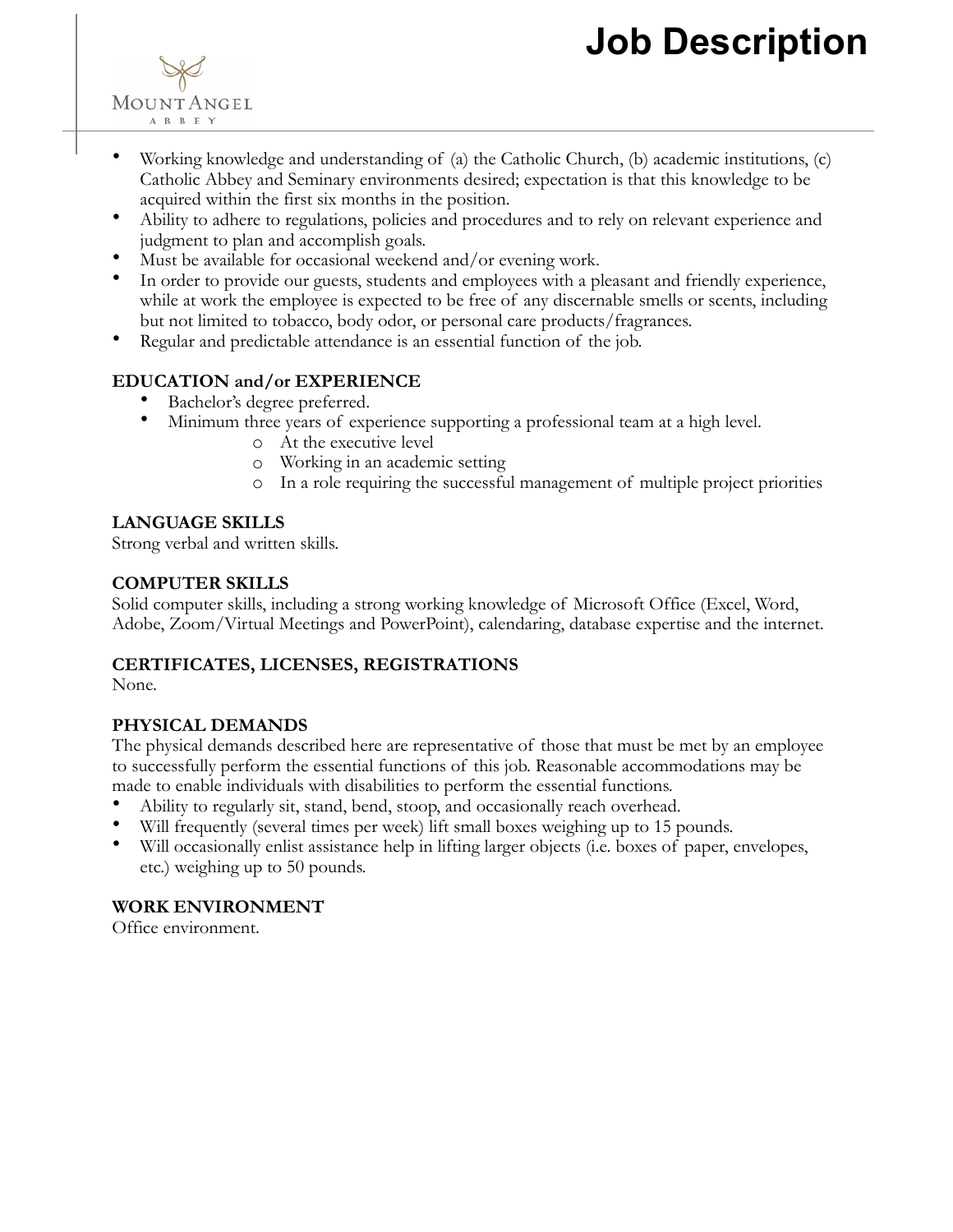- Working knowledge and understanding of (a) the Catholic Church, (b) academic institutions, (c) Catholic Abbey and Seminary environments desired; expectation is that this knowledge to be acquired within the first six months in the position.
- Ability to adhere to regulations, policies and procedures and to rely on relevant experience and judgment to plan and accomplish goals.
- Must be available for occasional weekend and/or evening work.
- In order to provide our guests, students and employees with a pleasant and friendly experience, while at work the employee is expected to be free of any discernable smells or scents, including but not limited to tobacco, body odor, or personal care products/fragrances.
- Regular and predictable attendance is an essential function of the job.

**EDUCATION and/or EXPERIENCE**

- Bachelor's degree preferred.
- Minimum three years of experience supporting a professional team at a high level.
  - At the executive level
  - Working in an academic setting
  - In a role requiring the successful management of multiple project priorities

**LANGUAGE SKILLS**

Strong verbal and written skills.

**COMPUTER SKILLS**

Solid computer skills, including a strong working knowledge of Microsoft Office (Excel, Word, Adobe, Zoom/Virtual Meetings and PowerPoint), calendaring, database expertise and the internet.

**CERTIFICATES, LICENSES, REGISTRATIONS**

None.

**PHYSICAL DEMANDS**

The physical demands described here are representative of those that must be met by an employee to successfully perform the essential functions of this job. Reasonable accommodations may be made to enable individuals with disabilities to perform the essential functions.

- Ability to regularly sit, stand, bend, stoop, and occasionally reach overhead.
- Will frequently (several times per week) lift small boxes weighing up to 15 pounds.
- Will occasionally enlist assistance help in lifting larger objects (i.e. boxes of paper, envelopes, etc.) weighing up to 50 pounds.

**WORK ENVIRONMENT**

Office environment.